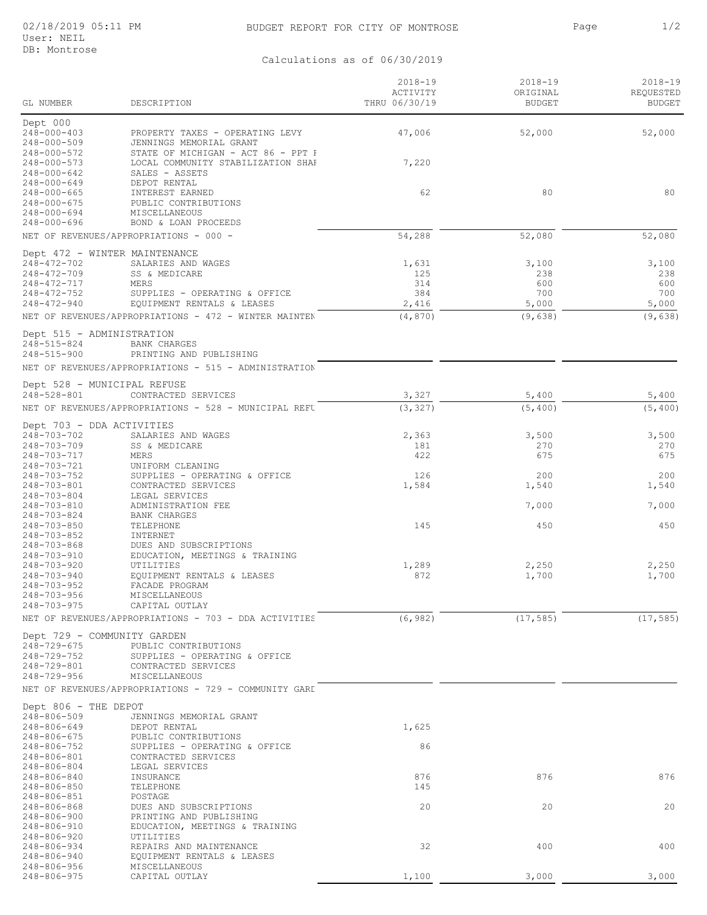BUDGET REPORT FOR CITY OF MONTROSE

02/18/2019 05:11 PM
User: NEIL
DB: Montrose

Calculations as of 06/30/2019

| GL NUMBER | DESCRIPTION | 2018-19 ACTIVITY THRU 06/30/19 | 2018-19 ORIGINAL BUDGET | 2018-19 REQUESTED BUDGET |
|---|---|---|---|---|
| **Dept 000** | | | | |
| 248-000-403 | PROPERTY TAXES - OPERATING LEVY | 47,006 | 52,000 | 52,000 |
| 248-000-509 | JENNINGS MEMORIAL GRANT | | | |
| 248-000-572 | STATE OF MICHIGAN - ACT 86 - PPT I | | | |
| 248-000-573 | LOCAL COMMUNITY STABILIZATION SHAI | 7,220 | | |
| 248-000-642 | SALES - ASSETS | | | |
| 248-000-649 | DEPOT RENTAL | | | |
| 248-000-665 | INTEREST EARNED | 62 | 80 | 80 |
| 248-000-675 | PUBLIC CONTRIBUTIONS | | | |
| 248-000-694 | MISCELLANEOUS | | | |
| 248-000-696 | BOND & LOAN PROCEEDS | | | |
| | NET OF REVENUES/APPROPRIATIONS - 000 - | 54,288 | 52,080 | 52,080 |
| **Dept 472 - WINTER MAINTENANCE** | | | | |
| 248-472-702 | SALARIES AND WAGES | 1,631 | 3,100 | 3,100 |
| 248-472-709 | SS & MEDICARE | 125 | 238 | 238 |
| 248-472-717 | MERS | 314 | 600 | 600 |
| 248-472-752 | SUPPLIES - OPERATING & OFFICE | 384 | 700 | 700 |
| 248-472-940 | EQUIPMENT RENTALS & LEASES | 2,416 | 5,000 | 5,000 |
| | NET OF REVENUES/APPROPRIATIONS - 472 - WINTER MAINTEN | (4,870) | (9,638) | (9,638) |
| **Dept 515 - ADMINISTRATION** | | | | |
| 248-515-824 | BANK CHARGES | | | |
| 248-515-900 | PRINTING AND PUBLISHING | | | |
| | NET OF REVENUES/APPROPRIATIONS - 515 - ADMINISTRATION | | | |
| **Dept 528 - MUNICIPAL REFUSE** | | | | |
| 248-528-801 | CONTRACTED SERVICES | 3,327 | 5,400 | 5,400 |
| | NET OF REVENUES/APPROPRIATIONS - 528 - MUNICIPAL REFU | (3,327) | (5,400) | (5,400) |
| **Dept 703 - DDA ACTIVITIES** | | | | |
| 248-703-702 | SALARIES AND WAGES | 2,363 | 3,500 | 3,500 |
| 248-703-709 | SS & MEDICARE | 181 | 270 | 270 |
| 248-703-717 | MERS | 422 | 675 | 675 |
| 248-703-721 | UNIFORM CLEANING | | | |
| 248-703-752 | SUPPLIES - OPERATING & OFFICE | 126 | 200 | 200 |
| 248-703-801 | CONTRACTED SERVICES | 1,584 | 1,540 | 1,540 |
| 248-703-804 | LEGAL SERVICES | | | |
| 248-703-810 | ADMINISTRATION FEE | | 7,000 | 7,000 |
| 248-703-824 | BANK CHARGES | | | |
| 248-703-850 | TELEPHONE | 145 | 450 | 450 |
| 248-703-852 | INTERNET | | | |
| 248-703-868 | DUES AND SUBSCRIPTIONS | | | |
| 248-703-910 | EDUCATION, MEETINGS & TRAINING | | | |
| 248-703-920 | UTILITIES | 1,289 | 2,250 | 2,250 |
| 248-703-940 | EQUIPMENT RENTALS & LEASES | 872 | 1,700 | 1,700 |
| 248-703-952 | FACADE PROGRAM | | | |
| 248-703-956 | MISCELLANEOUS | | | |
| 248-703-975 | CAPITAL OUTLAY | | | |
| | NET OF REVENUES/APPROPRIATIONS - 703 - DDA ACTIVITIES | (6,982) | (17,585) | (17,585) |
| **Dept 729 - COMMUNITY GARDEN** | | | | |
| 248-729-675 | PUBLIC CONTRIBUTIONS | | | |
| 248-729-752 | SUPPLIES - OPERATING & OFFICE | | | |
| 248-729-801 | CONTRACTED SERVICES | | | |
| 248-729-956 | MISCELLANEOUS | | | |
| | NET OF REVENUES/APPROPRIATIONS - 729 - COMMUNITY GARI | | | |
| **Dept 806 - THE DEPOT** | | | | |
| 248-806-509 | JENNINGS MEMORIAL GRANT | | | |
| 248-806-649 | DEPOT RENTAL | 1,625 | | |
| 248-806-675 | PUBLIC CONTRIBUTIONS | | | |
| 248-806-752 | SUPPLIES - OPERATING & OFFICE | 86 | | |
| 248-806-801 | CONTRACTED SERVICES | | | |
| 248-806-804 | LEGAL SERVICES | | | |
| 248-806-840 | INSURANCE | 876 | 876 | 876 |
| 248-806-850 | TELEPHONE | 145 | | |
| 248-806-851 | POSTAGE | | | |
| 248-806-868 | DUES AND SUBSCRIPTIONS | 20 | 20 | 20 |
| 248-806-900 | PRINTING AND PUBLISHING | | | |
| 248-806-910 | EDUCATION, MEETINGS & TRAINING | | | |
| 248-806-920 | UTILITIES | | | |
| 248-806-934 | REPAIRS AND MAINTENANCE | 32 | 400 | 400 |
| 248-806-940 | EQUIPMENT RENTALS & LEASES | | | |
| 248-806-956 | MISCELLANEOUS | | | |
| 248-806-975 | CAPITAL OUTLAY | 1,100 | 3,000 | 3,000 |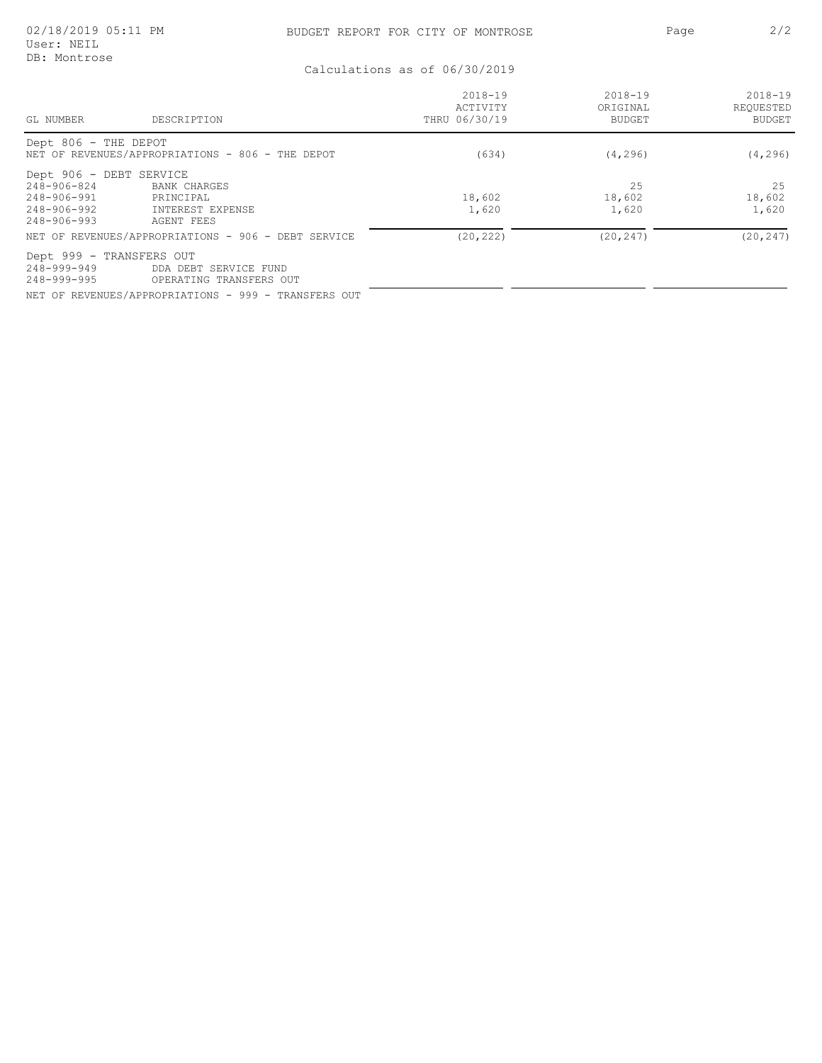Calculations as of 06/30/2019

| GL NUMBER | DESCRIPTION | 2018-19 ACTIVITY THRU 06/30/19 | 2018-19 ORIGINAL BUDGET | 2018-19 REQUESTED BUDGET |
|---|---|---|---|---|
| Dept 806 - THE DEPOT | | | | |
| NET OF REVENUES/APPROPRIATIONS - 806 - THE DEPOT | | (634) | (4,296) | (4,296) |
| Dept 906 - DEBT SERVICE | | | | |
| 248-906-824 | BANK CHARGES | | 25 | 25 |
| 248-906-991 | PRINCIPAL | 18,602 | 18,602 | 18,602 |
| 248-906-992 | INTEREST EXPENSE | 1,620 | 1,620 | 1,620 |
| 248-906-993 | AGENT FEES | | | |
| NET OF REVENUES/APPROPRIATIONS - 906 - DEBT SERVICE | | (20,222) | (20,247) | (20,247) |
| Dept 999 - TRANSFERS OUT | | | | |
| 248-999-949 | DDA DEBT SERVICE FUND | | | |
| 248-999-995 | OPERATING TRANSFERS OUT | | | |
| NET OF REVENUES/APPROPRIATIONS - 999 - TRANSFERS OUT | | | | |